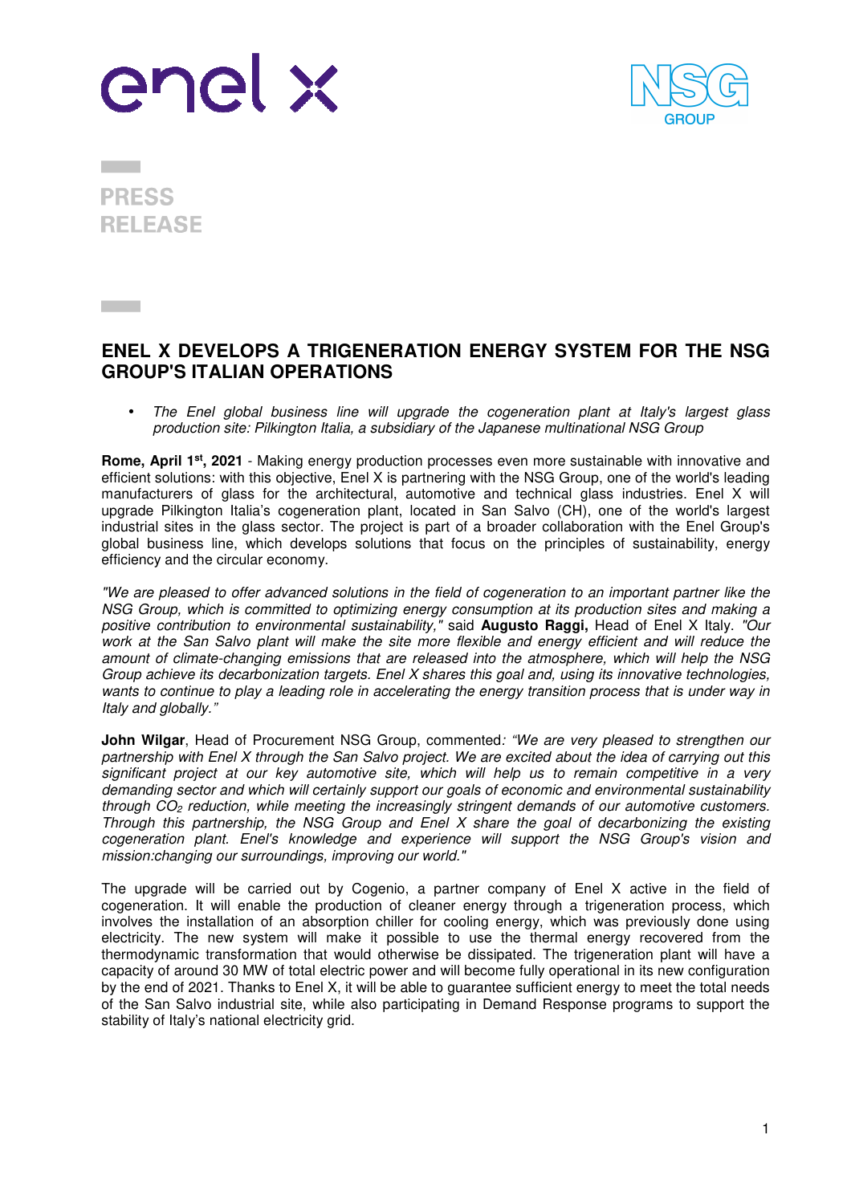PRESS RELEASE

# ENEL X DEVELOPS A TRIGENERATION ENERGY SYSTEM FOR THE NSG GROUP'S ITALIAN OPERATIONS

- *The Enel global business line will upgrade the cogeneration plant at Italy's largest glass production site: Pilkington Italia, a subsidiary of the Japanese multinational NSG Group*

**Rome, April 1st, 2021** - Making energy production processes even more sustainable with innovative and efficient solutions: with this objective, Enel X is partnering with the NSG Group, one of the world's leading manufacturers of glass for the architectural, automotive and technical glass industries. Enel X will upgrade Pilkington Italia's cogeneration plant, located in San Salvo (CH), one of the world's largest industrial sites in the glass sector. The project is part of a broader collaboration with the Enel Group's global business line, which develops solutions that focus on the principles of sustainability, energy efficiency and the circular economy.

*"We are pleased to offer advanced solutions in the field of cogeneration to an important partner like the NSG Group, which is committed to optimizing energy consumption at its production sites and making a positive contribution to environmental sustainability,"* said **Augusto Raggi,** Head of Enel X Italy. *"Our work at the San Salvo plant will make the site more flexible and energy efficient and will reduce the amount of climate-changing emissions that are released into the atmosphere, which will help the NSG Group achieve its decarbonization targets. Enel X shares this goal and, using its innovative technologies, wants to continue to play a leading role in accelerating the energy transition process that is under way in Italy and globally."*

**John Wilgar**, Head of Procurement NSG Group, commented*: "We are very pleased to strengthen our partnership with Enel X through the San Salvo project. We are excited about the idea of carrying out this significant project at our key automotive site, which will help us to remain competitive in a very demanding sector and which will certainly support our goals of economic and environmental sustainability through $CO_2$ reduction, while meeting the increasingly stringent demands of our automotive customers. Through this partnership, the NSG Group and Enel X share the goal of decarbonizing the existing cogeneration plant. Enel's knowledge and experience will support the NSG Group's vision and mission:changing our surroundings, improving our world."*

The upgrade will be carried out by Cogenio, a partner company of Enel X active in the field of cogeneration. It will enable the production of cleaner energy through a trigeneration process, which involves the installation of an absorption chiller for cooling energy, which was previously done using electricity. The new system will make it possible to use the thermal energy recovered from the thermodynamic transformation that would otherwise be dissipated. The trigeneration plant will have a capacity of around 30 MW of total electric power and will become fully operational in its new configuration by the end of 2021. Thanks to Enel X, it will be able to guarantee sufficient energy to meet the total needs of the San Salvo industrial site, while also participating in Demand Response programs to support the stability of Italy's national electricity grid.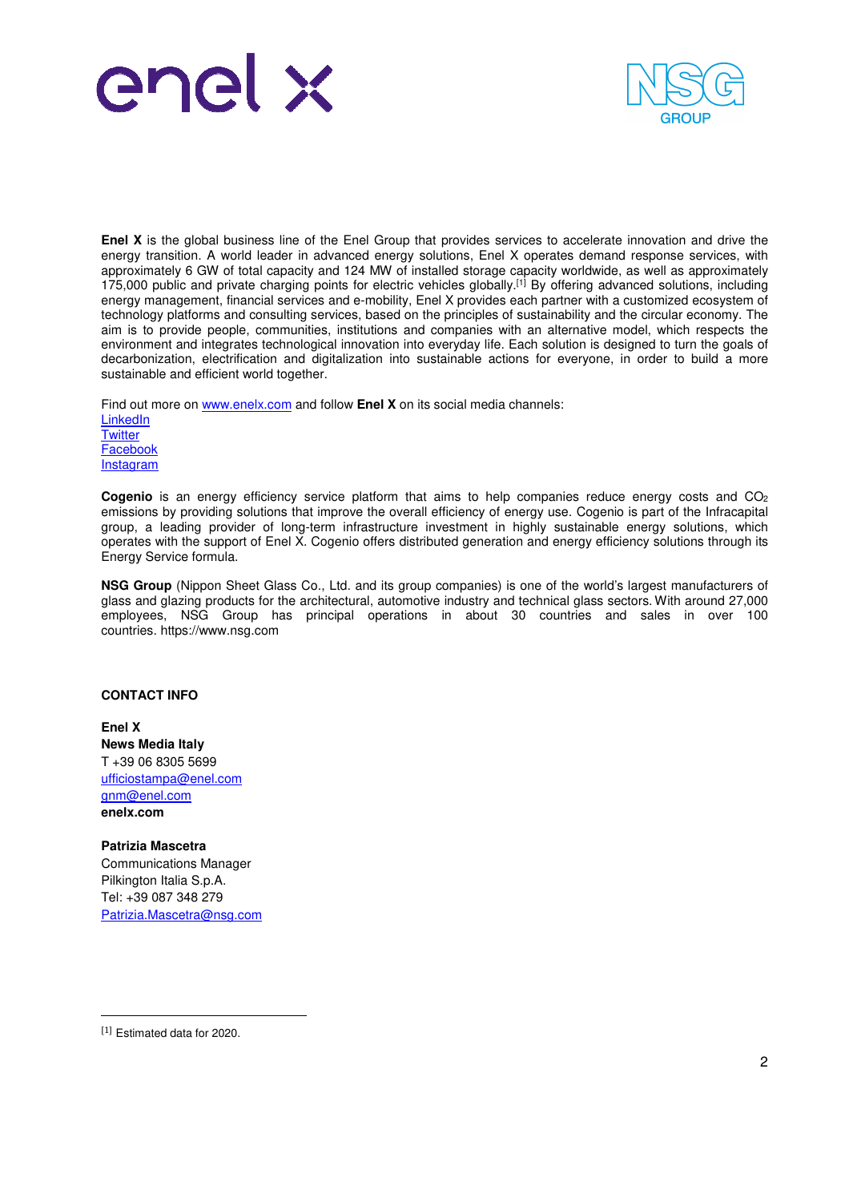**Enel X** is the global business line of the Enel Group that provides services to accelerate innovation and drive the energy transition. A world leader in advanced energy solutions, Enel X operates demand response services, with approximately 6 GW of total capacity and 124 MW of installed storage capacity worldwide, as well as approximately 175,000 public and private charging points for electric vehicles globally.[1] By offering advanced solutions, including energy management, financial services and e-mobility, Enel X provides each partner with a customized ecosystem of technology platforms and consulting services, based on the principles of sustainability and the circular economy. The aim is to provide people, communities, institutions and companies with an alternative model, which respects the environment and integrates technological innovation into everyday life. Each solution is designed to turn the goals of decarbonization, electrification and digitalization into sustainable actions for everyone, in order to build a more sustainable and efficient world together.

Find out more on [www.enelx.com](http://www.enelx.com) and follow **Enel X** on its social media channels:
LinkedIn
Twitter
Facebook
Instagram

**Cogenio** is an energy efficiency service platform that aims to help companies reduce energy costs and $CO_2$ emissions by providing solutions that improve the overall efficiency of energy use. Cogenio is part of the Infracapital group, a leading provider of long-term infrastructure investment in highly sustainable energy solutions, which operates with the support of Enel X. Cogenio offers distributed generation and energy efficiency solutions through its Energy Service formula.

**NSG Group** (Nippon Sheet Glass Co., Ltd. and its group companies) is one of the world's largest manufacturers of glass and glazing products for the architectural, automotive industry and technical glass sectors. With around 27,000 employees, NSG Group has principal operations in about 30 countries and sales in over 100 countries. https://www.nsg.com

**CONTACT INFO**

**Enel X**
**News Media Italy**
T +39 06 8305 5699
ufficiostampa@enel.com
gnm@enel.com
**enelx.com**

**Patrizia Mascetra**
Communications Manager
Pilkington Italia S.p.A.
Tel: +39 087 348 279
Patrizia.Mascetra@nsg.com

[1] Estimated data for 2020.